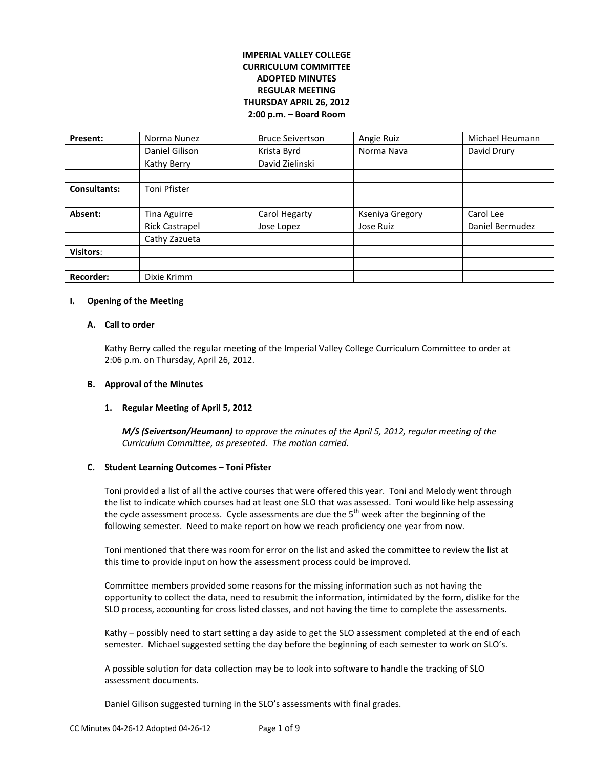# IMPERIAL VALLEY COLLEGE
# CURRICULUM COMMITTEE
# ADOPTED MINUTES
# REGULAR MEETING
# THURSDAY APRIL 26, 2012
# 2:00 p.m. – Board Room

| | | | | |
|---|---|---|---|---|
| **Present:** | Norma Nunez | Bruce Seivertson | Angie Ruiz | Michael Heumann |
| | Daniel Gilison | Krista Byrd | Norma Nava | David Drury |
| | Kathy Berry | David Zielinski | | |
| | | | | |
| **Consultants:** | Toni Pfister | | | |
| | | | | |
| **Absent:** | Tina Aguirre | Carol Hegarty | Kseniya Gregory | Carol Lee |
| | Rick Castrapel | Jose Lopez | Jose Ruiz | Daniel Bermudez |
| | Cathy Zazueta | | | |
| **Visitors**: | | | | |
| | | | | |
| **Recorder:** | Dixie Krimm | | | |

## I. Opening of the Meeting

### A. Call to order

Kathy Berry called the regular meeting of the Imperial Valley College Curriculum Committee to order at 2:06 p.m. on Thursday, April 26, 2012.

### B. Approval of the Minutes

#### 1. Regular Meeting of April 5, 2012

***M/S (Seivertson/Heumann)*** *to approve the minutes of the April 5, 2012, regular meeting of the Curriculum Committee, as presented. The motion carried.*

### C. Student Learning Outcomes – Toni Pfister

Toni provided a list of all the active courses that were offered this year. Toni and Melody went through the list to indicate which courses had at least one SLO that was assessed. Toni would like help assessing the cycle assessment process. Cycle assessments are due the 5th week after the beginning of the following semester. Need to make report on how we reach proficiency one year from now.

Toni mentioned that there was room for error on the list and asked the committee to review the list at this time to provide input on how the assessment process could be improved.

Committee members provided some reasons for the missing information such as not having the opportunity to collect the data, need to resubmit the information, intimidated by the form, dislike for the SLO process, accounting for cross listed classes, and not having the time to complete the assessments.

Kathy – possibly need to start setting a day aside to get the SLO assessment completed at the end of each semester. Michael suggested setting the day before the beginning of each semester to work on SLO's.

A possible solution for data collection may be to look into software to handle the tracking of SLO assessment documents.

Daniel Gilison suggested turning in the SLO's assessments with final grades.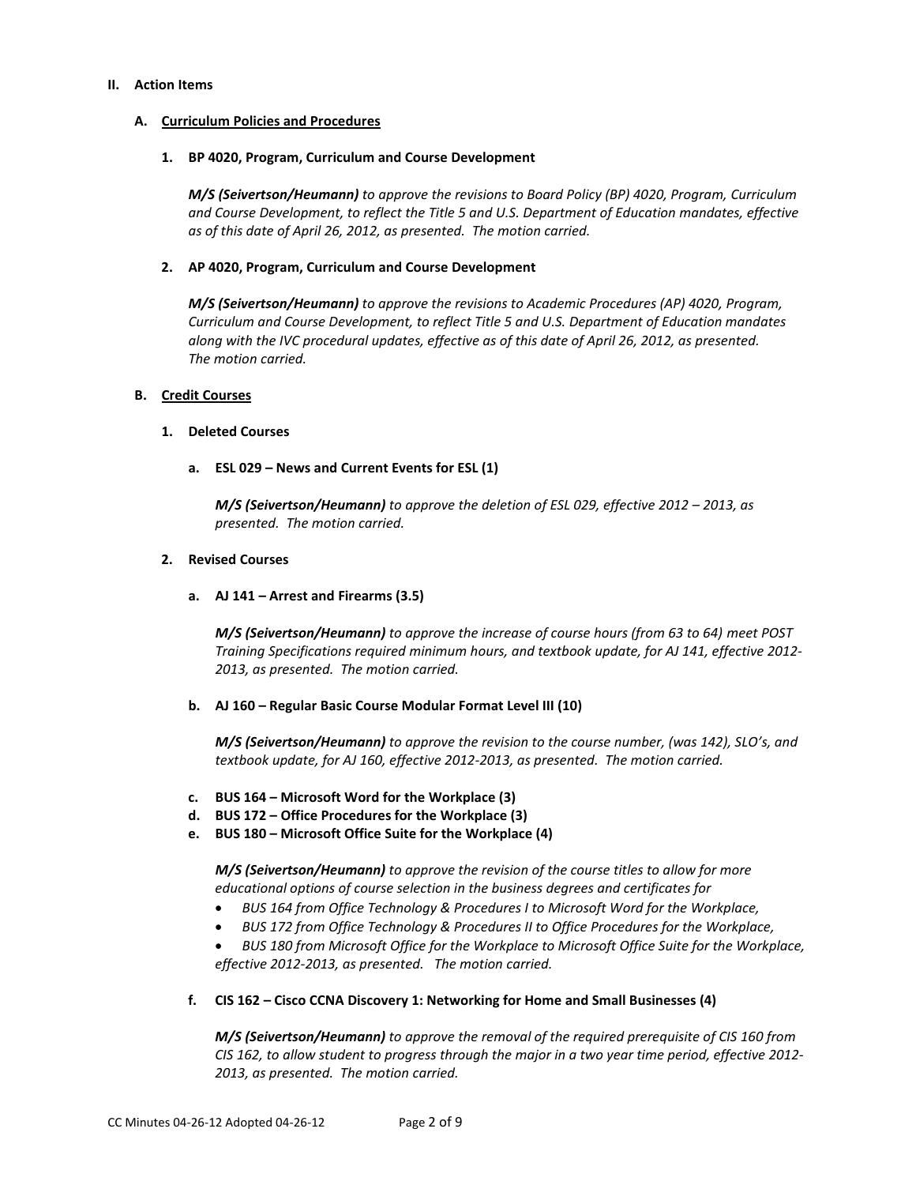## II. Action Items

### A. Curriculum Policies and Procedures

#### 1. BP 4020, Program, Curriculum and Course Development

***M/S (Seivertson/Heumann)*** *to approve the revisions to Board Policy (BP) 4020, Program, Curriculum and Course Development, to reflect the Title 5 and U.S. Department of Education mandates, effective as of this date of April 26, 2012, as presented. The motion carried.*

#### 2. AP 4020, Program, Curriculum and Course Development

***M/S (Seivertson/Heumann)*** *to approve the revisions to Academic Procedures (AP) 4020, Program, Curriculum and Course Development, to reflect Title 5 and U.S. Department of Education mandates along with the IVC procedural updates, effective as of this date of April 26, 2012, as presented. The motion carried.*

### B. Credit Courses

#### 1. Deleted Courses

**a. ESL 029 – News and Current Events for ESL (1)**

***M/S (Seivertson/Heumann)*** *to approve the deletion of ESL 029, effective 2012 – 2013, as presented. The motion carried.*

#### 2. Revised Courses

**a. AJ 141 – Arrest and Firearms (3.5)**

***M/S (Seivertson/Heumann)*** *to approve the increase of course hours (from 63 to 64) meet POST Training Specifications required minimum hours, and textbook update, for AJ 141, effective 2012-2013, as presented. The motion carried.*

**b. AJ 160 – Regular Basic Course Modular Format Level III (10)**

***M/S (Seivertson/Heumann)*** *to approve the revision to the course number, (was 142), SLO's, and textbook update, for AJ 160, effective 2012-2013, as presented. The motion carried.*

**c. BUS 164 – Microsoft Word for the Workplace (3)**
**d. BUS 172 – Office Procedures for the Workplace (3)**
**e. BUS 180 – Microsoft Office Suite for the Workplace (4)**

***M/S (Seivertson/Heumann)*** *to approve the revision of the course titles to allow for more educational options of course selection in the business degrees and certificates for*

- *BUS 164 from Office Technology & Procedures I to Microsoft Word for the Workplace,*
- *BUS 172 from Office Technology & Procedures II to Office Procedures for the Workplace,*
- *BUS 180 from Microsoft Office for the Workplace to Microsoft Office Suite for the Workplace,*

*effective 2012-2013, as presented. The motion carried.*

**f. CIS 162 – Cisco CCNA Discovery 1: Networking for Home and Small Businesses (4)**

***M/S (Seivertson/Heumann)*** *to approve the removal of the required prerequisite of CIS 160 from CIS 162, to allow student to progress through the major in a two year time period, effective 2012-2013, as presented. The motion carried.*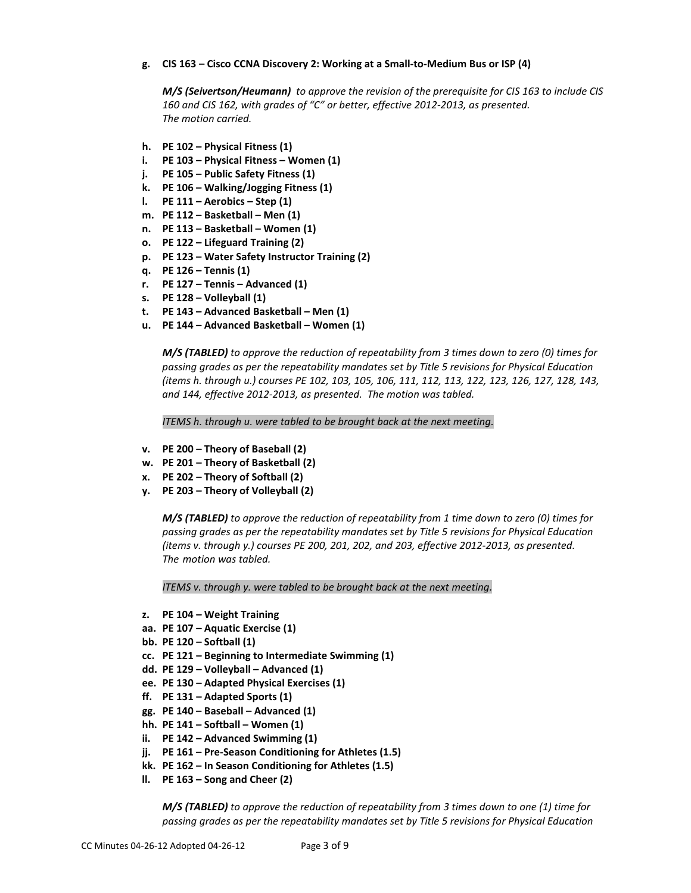**g. CIS 163 – Cisco CCNA Discovery 2: Working at a Small-to-Medium Bus or ISP (4)**

> ***M/S (Seivertson/Heumann)*** *to approve the revision of the prerequisite for CIS 163 to include CIS 160 and CIS 162, with grades of "C" or better, effective 2012-2013, as presented. The motion carried.*

**h. PE 102 – Physical Fitness (1)**
**i. PE 103 – Physical Fitness – Women (1)**
**j. PE 105 – Public Safety Fitness (1)**
**k. PE 106 – Walking/Jogging Fitness (1)**
**l. PE 111 – Aerobics – Step (1)**
**m. PE 112 – Basketball – Men (1)**
**n. PE 113 – Basketball – Women (1)**
**o. PE 122 – Lifeguard Training (2)**
**p. PE 123 – Water Safety Instructor Training (2)**
**q. PE 126 – Tennis (1)**
**r. PE 127 – Tennis – Advanced (1)**
**s. PE 128 – Volleyball (1)**
**t. PE 143 – Advanced Basketball – Men (1)**
**u. PE 144 – Advanced Basketball – Women (1)**

> ***M/S (TABLED)*** *to approve the reduction of repeatability from 3 times down to zero (0) times for passing grades as per the repeatability mandates set by Title 5 revisions for Physical Education (items h. through u.) courses PE 102, 103, 105, 106, 111, 112, 113, 122, 123, 126, 127, 128, 143, and 144, effective 2012-2013, as presented. The motion was tabled.*
>
> *ITEMS h. through u. were tabled to be brought back at the next meeting.*

**v. PE 200 – Theory of Baseball (2)**
**w. PE 201 – Theory of Basketball (2)**
**x. PE 202 – Theory of Softball (2)**
**y. PE 203 – Theory of Volleyball (2)**

> ***M/S (TABLED)*** *to approve the reduction of repeatability from 1 time down to zero (0) times for passing grades as per the repeatability mandates set by Title 5 revisions for Physical Education (items v. through y.) courses PE 200, 201, 202, and 203, effective 2012-2013, as presented. The motion was tabled.*
>
> *ITEMS v. through y. were tabled to be brought back at the next meeting.*

**z. PE 104 – Weight Training**
**aa. PE 107 – Aquatic Exercise (1)**
**bb. PE 120 – Softball (1)**
**cc. PE 121 – Beginning to Intermediate Swimming (1)**
**dd. PE 129 – Volleyball – Advanced (1)**
**ee. PE 130 – Adapted Physical Exercises (1)**
**ff. PE 131 – Adapted Sports (1)**
**gg. PE 140 – Baseball – Advanced (1)**
**hh. PE 141 – Softball – Women (1)**
**ii. PE 142 – Advanced Swimming (1)**
**jj. PE 161 – Pre-Season Conditioning for Athletes (1.5)**
**kk. PE 162 – In Season Conditioning for Athletes (1.5)**
**ll. PE 163 – Song and Cheer (2)**

> ***M/S (TABLED)*** *to approve the reduction of repeatability from 3 times down to one (1) time for passing grades as per the repeatability mandates set by Title 5 revisions for Physical Education*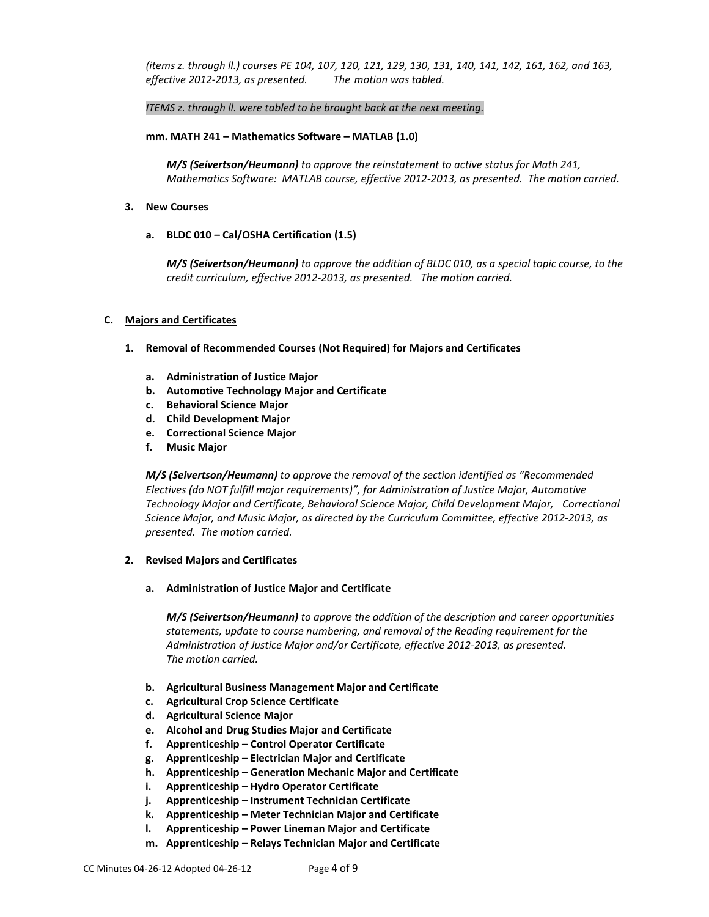*(items z. through ll.) courses PE 104, 107, 120, 121, 129, 130, 131, 140, 141, 142, 161, 162, and 163, effective 2012-2013, as presented. The motion was tabled.*

*ITEMS z. through ll. were tabled to be brought back at the next meeting.*

**mm. MATH 241 – Mathematics Software – MATLAB (1.0)**

***M/S (Seivertson/Heumann)*** *to approve the reinstatement to active status for Math 241, Mathematics Software: MATLAB course, effective 2012-2013, as presented. The motion carried.*

**3. New Courses**

**a. BLDC 010 – Cal/OSHA Certification (1.5)**

***M/S (Seivertson/Heumann)*** *to approve the addition of BLDC 010, as a special topic course, to the credit curriculum, effective 2012-2013, as presented. The motion carried.*

**C. Majors and Certificates**

**1. Removal of Recommended Courses (Not Required) for Majors and Certificates**

- **a. Administration of Justice Major**
- **b. Automotive Technology Major and Certificate**
- **c. Behavioral Science Major**
- **d. Child Development Major**
- **e. Correctional Science Major**
- **f. Music Major**

***M/S (Seivertson/Heumann)*** *to approve the removal of the section identified as "Recommended Electives (do NOT fulfill major requirements)", for Administration of Justice Major, Automotive Technology Major and Certificate, Behavioral Science Major, Child Development Major, Correctional Science Major, and Music Major, as directed by the Curriculum Committee, effective 2012-2013, as presented. The motion carried.*

**2. Revised Majors and Certificates**

**a. Administration of Justice Major and Certificate**

***M/S (Seivertson/Heumann)*** *to approve the addition of the description and career opportunities statements, update to course numbering, and removal of the Reading requirement for the Administration of Justice Major and/or Certificate, effective 2012-2013, as presented. The motion carried.*

- **b. Agricultural Business Management Major and Certificate**
- **c. Agricultural Crop Science Certificate**
- **d. Agricultural Science Major**
- **e. Alcohol and Drug Studies Major and Certificate**
- **f. Apprenticeship – Control Operator Certificate**
- **g. Apprenticeship – Electrician Major and Certificate**
- **h. Apprenticeship – Generation Mechanic Major and Certificate**
- **i. Apprenticeship – Hydro Operator Certificate**
- **j. Apprenticeship – Instrument Technician Certificate**
- **k. Apprenticeship – Meter Technician Major and Certificate**
- **l. Apprenticeship – Power Lineman Major and Certificate**
- **m. Apprenticeship – Relays Technician Major and Certificate**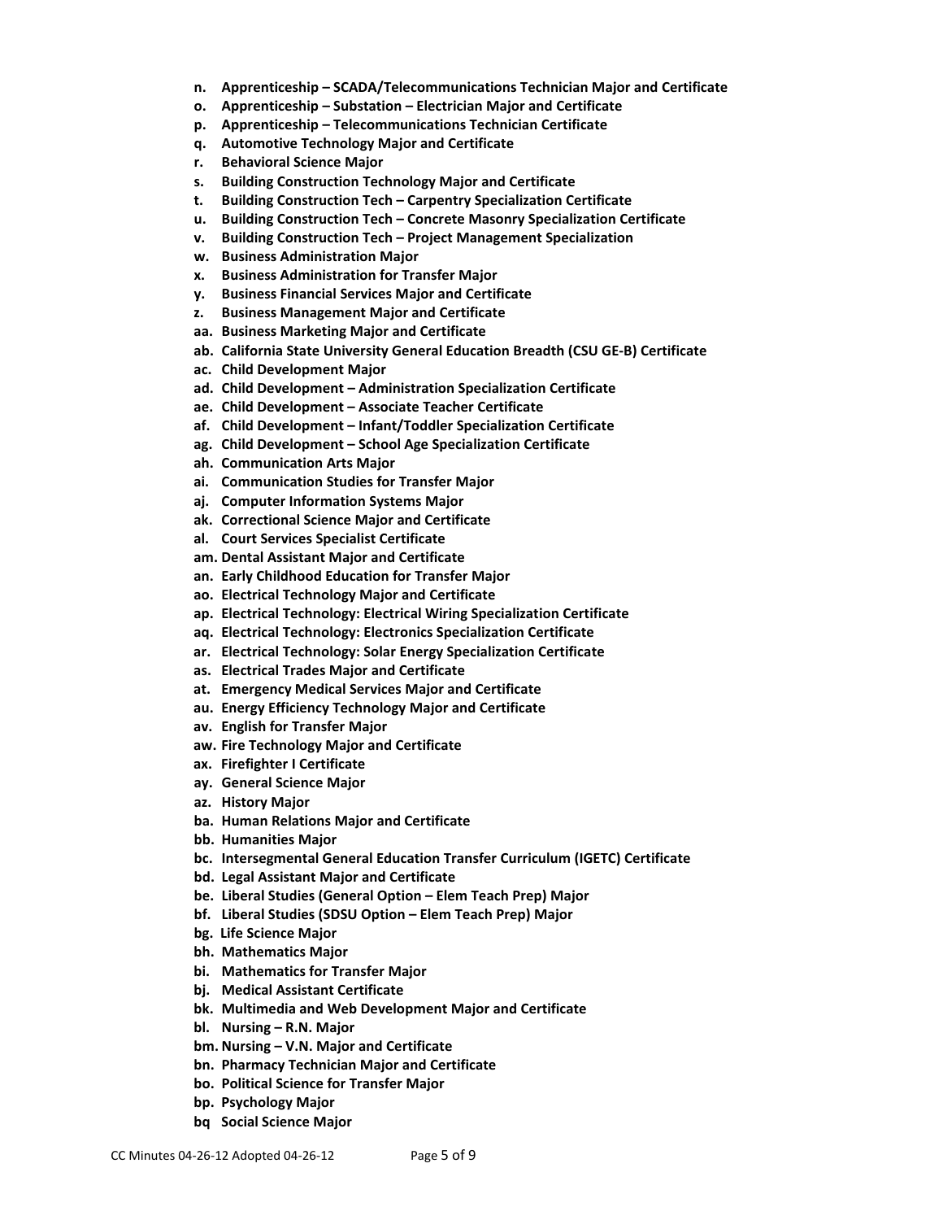- **n. Apprenticeship – SCADA/Telecommunications Technician Major and Certificate**
- **o. Apprenticeship – Substation – Electrician Major and Certificate**
- **p. Apprenticeship – Telecommunications Technician Certificate**
- **q. Automotive Technology Major and Certificate**
- **r. Behavioral Science Major**
- **s. Building Construction Technology Major and Certificate**
- **t. Building Construction Tech – Carpentry Specialization Certificate**
- **u. Building Construction Tech – Concrete Masonry Specialization Certificate**
- **v. Building Construction Tech – Project Management Specialization**
- **w. Business Administration Major**
- **x. Business Administration for Transfer Major**
- **y. Business Financial Services Major and Certificate**
- **z. Business Management Major and Certificate**
- **aa. Business Marketing Major and Certificate**
- **ab. California State University General Education Breadth (CSU GE-B) Certificate**
- **ac. Child Development Major**
- **ad. Child Development – Administration Specialization Certificate**
- **ae. Child Development – Associate Teacher Certificate**
- **af. Child Development – Infant/Toddler Specialization Certificate**
- **ag. Child Development – School Age Specialization Certificate**
- **ah. Communication Arts Major**
- **ai. Communication Studies for Transfer Major**
- **aj. Computer Information Systems Major**
- **ak. Correctional Science Major and Certificate**
- **al. Court Services Specialist Certificate**
- **am. Dental Assistant Major and Certificate**
- **an. Early Childhood Education for Transfer Major**
- **ao. Electrical Technology Major and Certificate**
- **ap. Electrical Technology: Electrical Wiring Specialization Certificate**
- **aq. Electrical Technology: Electronics Specialization Certificate**
- **ar. Electrical Technology: Solar Energy Specialization Certificate**
- **as. Electrical Trades Major and Certificate**
- **at. Emergency Medical Services Major and Certificate**
- **au. Energy Efficiency Technology Major and Certificate**
- **av. English for Transfer Major**
- **aw. Fire Technology Major and Certificate**
- **ax. Firefighter I Certificate**
- **ay. General Science Major**
- **az. History Major**
- **ba. Human Relations Major and Certificate**
- **bb. Humanities Major**
- **bc. Intersegmental General Education Transfer Curriculum (IGETC) Certificate**
- **bd. Legal Assistant Major and Certificate**
- **be. Liberal Studies (General Option – Elem Teach Prep) Major**
- **bf. Liberal Studies (SDSU Option – Elem Teach Prep) Major**
- **bg. Life Science Major**
- **bh. Mathematics Major**
- **bi. Mathematics for Transfer Major**
- **bj. Medical Assistant Certificate**
- **bk. Multimedia and Web Development Major and Certificate**
- **bl. Nursing – R.N. Major**
- **bm. Nursing – V.N. Major and Certificate**
- **bn. Pharmacy Technician Major and Certificate**
- **bo. Political Science for Transfer Major**
- **bp. Psychology Major**
- **bq Social Science Major**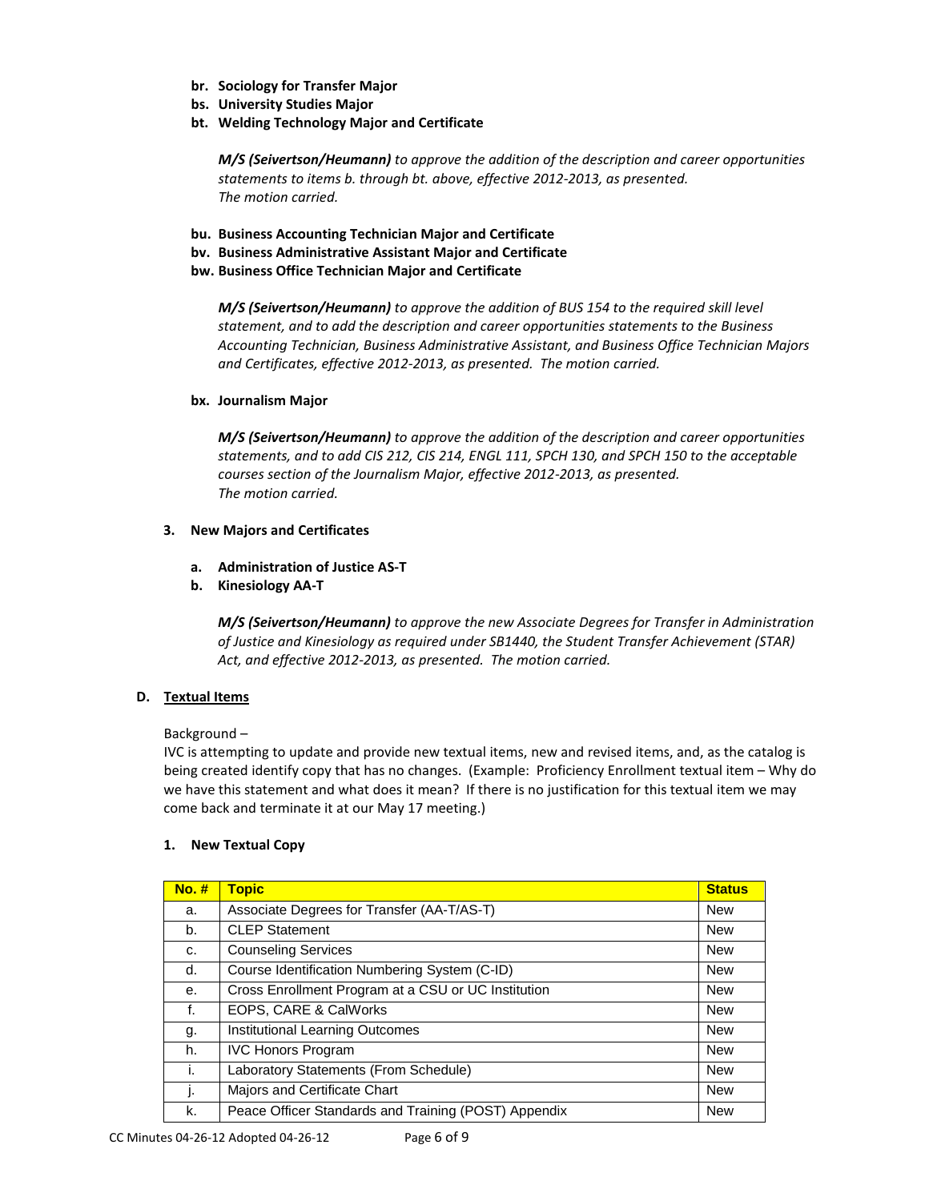- **br. Sociology for Transfer Major**
- **bs. University Studies Major**
- **bt. Welding Technology Major and Certificate**

*__M/S (Seivertson/Heumann)__ to approve the addition of the description and career opportunities statements to items b. through bt. above, effective 2012-2013, as presented. The motion carried.*

- **bu. Business Accounting Technician Major and Certificate**
- **bv. Business Administrative Assistant Major and Certificate**
- **bw. Business Office Technician Major and Certificate**

*__M/S (Seivertson/Heumann)__ to approve the addition of BUS 154 to the required skill level statement, and to add the description and career opportunities statements to the Business Accounting Technician, Business Administrative Assistant, and Business Office Technician Majors and Certificates, effective 2012-2013, as presented. The motion carried.*

- **bx. Journalism Major**

*__M/S (Seivertson/Heumann)__ to approve the addition of the description and career opportunities statements, and to add CIS 212, CIS 214, ENGL 111, SPCH 130, and SPCH 150 to the acceptable courses section of the Journalism Major, effective 2012-2013, as presented. The motion carried.*

**3. New Majors and Certificates**

- **a. Administration of Justice AS-T**
- **b. Kinesiology AA-T**

*__M/S (Seivertson/Heumann)__ to approve the new Associate Degrees for Transfer in Administration of Justice and Kinesiology as required under SB1440, the Student Transfer Achievement (STAR) Act, and effective 2012-2013, as presented. The motion carried.*

**D. Textual Items**

Background –
IVC is attempting to update and provide new textual items, new and revised items, and, as the catalog is being created identify copy that has no changes. (Example: Proficiency Enrollment textual item – Why do we have this statement and what does it mean? If there is no justification for this textual item we may come back and terminate it at our May 17 meeting.)

**1. New Textual Copy**

| No. # | Topic | Status |
|---|---|---|
| a. | Associate Degrees for Transfer (AA-T/AS-T) | New |
| b. | CLEP Statement | New |
| c. | Counseling Services | New |
| d. | Course Identification Numbering System (C-ID) | New |
| e. | Cross Enrollment Program at a CSU or UC Institution | New |
| f. | EOPS, CARE & CalWorks | New |
| g. | Institutional Learning Outcomes | New |
| h. | IVC Honors Program | New |
| i. | Laboratory Statements (From Schedule) | New |
| j. | Majors and Certificate Chart | New |
| k. | Peace Officer Standards and Training (POST) Appendix | New |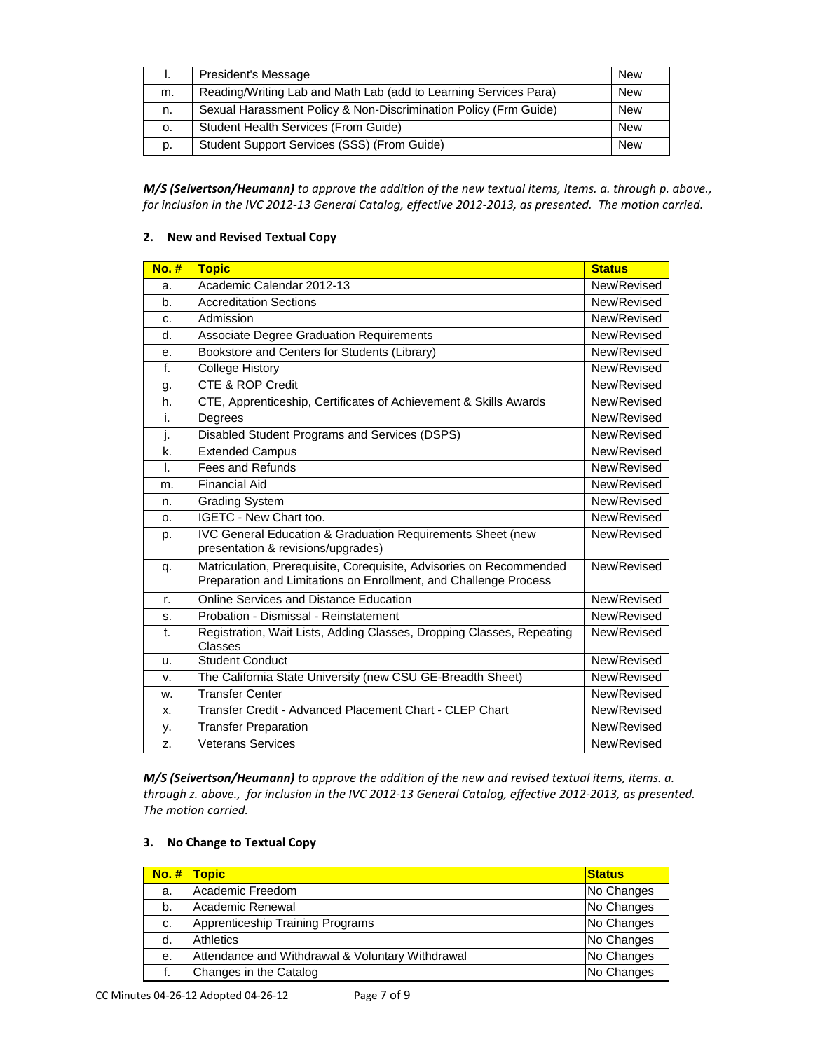| | | |
|---|---|---|
| l. | President's Message | New |
| m. | Reading/Writing Lab and Math Lab (add to Learning Services Para) | New |
| n. | Sexual Harassment Policy & Non-Discrimination Policy (Frm Guide) | New |
| o. | Student Health Services (From Guide) | New |
| p. | Student Support Services (SSS) (From Guide) | New |

***M/S (Seivertson/Heumann)*** *to approve the addition of the new textual items, Items. a. through p. above., for inclusion in the IVC 2012-13 General Catalog, effective 2012-2013, as presented. The motion carried.*

**2. New and Revised Textual Copy**

| No. # | Topic | Status |
|---|---|---|
| a. | Academic Calendar 2012-13 | New/Revised |
| b. | Accreditation Sections | New/Revised |
| c. | Admission | New/Revised |
| d. | Associate Degree Graduation Requirements | New/Revised |
| e. | Bookstore and Centers for Students (Library) | New/Revised |
| f. | College History | New/Revised |
| g. | CTE & ROP Credit | New/Revised |
| h. | CTE, Apprenticeship, Certificates of Achievement & Skills Awards | New/Revised |
| i. | Degrees | New/Revised |
| j. | Disabled Student Programs and Services (DSPS) | New/Revised |
| k. | Extended Campus | New/Revised |
| l. | Fees and Refunds | New/Revised |
| m. | Financial Aid | New/Revised |
| n. | Grading System | New/Revised |
| o. | IGETC - New Chart too. | New/Revised |
| p. | IVC General Education & Graduation Requirements Sheet (new presentation & revisions/upgrades) | New/Revised |
| q. | Matriculation, Prerequisite, Corequisite, Advisories on Recommended Preparation and Limitations on Enrollment, and Challenge Process | New/Revised |
| r. | Online Services and Distance Education | New/Revised |
| s. | Probation - Dismissal - Reinstatement | New/Revised |
| t. | Registration, Wait Lists, Adding Classes, Dropping Classes, Repeating Classes | New/Revised |
| u. | Student Conduct | New/Revised |
| v. | The California State University (new CSU GE-Breadth Sheet) | New/Revised |
| w. | Transfer Center | New/Revised |
| x. | Transfer Credit - Advanced Placement Chart - CLEP Chart | New/Revised |
| y. | Transfer Preparation | New/Revised |
| z. | Veterans Services | New/Revised |

***M/S (Seivertson/Heumann)*** *to approve the addition of the new and revised textual items, items. a. through z. above., for inclusion in the IVC 2012-13 General Catalog, effective 2012-2013, as presented. The motion carried.*

**3. No Change to Textual Copy**

| No. # | Topic | Status |
|---|---|---|
| a. | Academic Freedom | No Changes |
| b. | Academic Renewal | No Changes |
| c. | Apprenticeship Training Programs | No Changes |
| d. | Athletics | No Changes |
| e. | Attendance and Withdrawal & Voluntary Withdrawal | No Changes |
| f. | Changes in the Catalog | No Changes |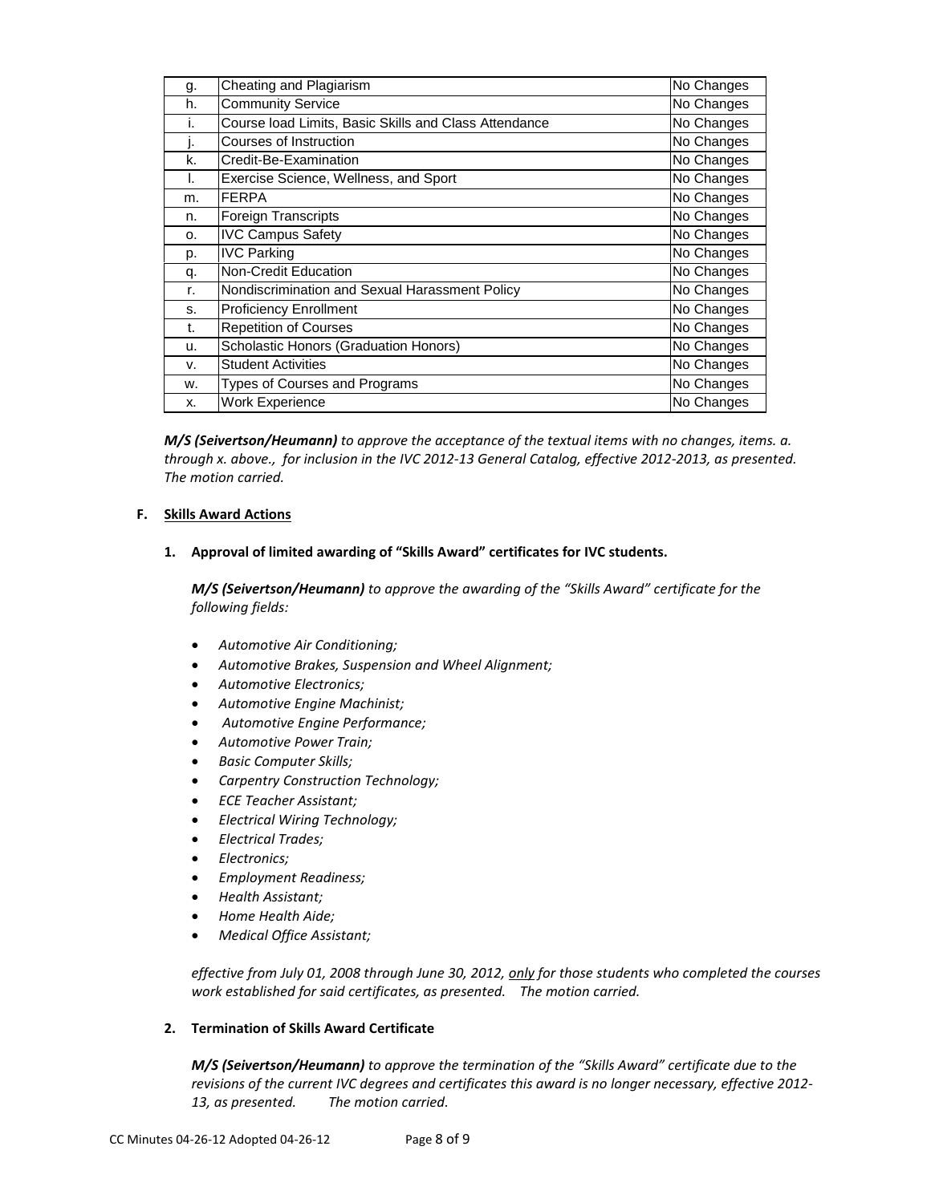| | | |
|---|---|---|
| g. | Cheating and Plagiarism | No Changes |
| h. | Community Service | No Changes |
| i. | Course load Limits, Basic Skills and Class Attendance | No Changes |
| j. | Courses of Instruction | No Changes |
| k. | Credit-Be-Examination | No Changes |
| l. | Exercise Science, Wellness, and Sport | No Changes |
| m. | FERPA | No Changes |
| n. | Foreign Transcripts | No Changes |
| o. | IVC Campus Safety | No Changes |
| p. | IVC Parking | No Changes |
| q. | Non-Credit Education | No Changes |
| r. | Nondiscrimination and Sexual Harassment Policy | No Changes |
| s. | Proficiency Enrollment | No Changes |
| t. | Repetition of Courses | No Changes |
| u. | Scholastic Honors (Graduation Honors) | No Changes |
| v. | Student Activities | No Changes |
| w. | Types of Courses and Programs | No Changes |
| x. | Work Experience | No Changes |

***M/S (Seivertson/Heumann)*** *to approve the acceptance of the textual items with no changes, items. a. through x. above., for inclusion in the IVC 2012-13 General Catalog, effective 2012-2013, as presented. The motion carried.*

**F. Skills Award Actions**

**1. Approval of limited awarding of "Skills Award" certificates for IVC students.**

***M/S (Seivertson/Heumann)*** *to approve the awarding of the "Skills Award" certificate for the following fields:*

- *Automotive Air Conditioning;*
- *Automotive Brakes, Suspension and Wheel Alignment;*
- *Automotive Electronics;*
- *Automotive Engine Machinist;*
- *Automotive Engine Performance;*
- *Automotive Power Train;*
- *Basic Computer Skills;*
- *Carpentry Construction Technology;*
- *ECE Teacher Assistant;*
- *Electrical Wiring Technology;*
- *Electrical Trades;*
- *Electronics;*
- *Employment Readiness;*
- *Health Assistant;*
- *Home Health Aide;*
- *Medical Office Assistant;*

*effective from July 01, 2008 through June 30, 2012, only for those students who completed the courses work established for said certificates, as presented. The motion carried.*

**2. Termination of Skills Award Certificate**

***M/S (Seivertson/Heumann)*** *to approve the termination of the "Skills Award" certificate due to the revisions of the current IVC degrees and certificates this award is no longer necessary, effective 2012-13, as presented. The motion carried.*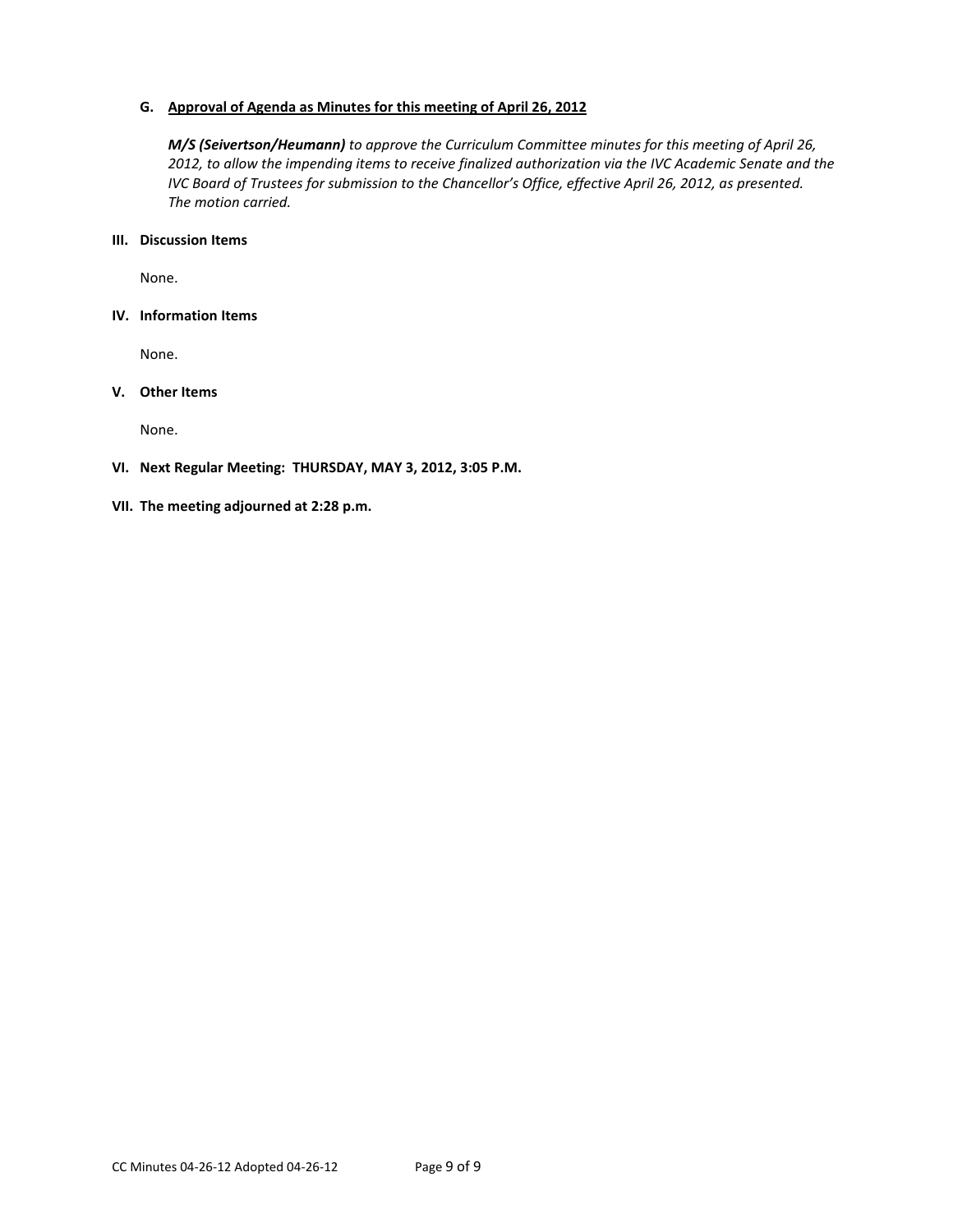**G. Approval of Agenda as Minutes for this meeting of April 26, 2012**

***M/S (Seivertson/Heumann)*** *to approve the Curriculum Committee minutes for this meeting of April 26, 2012, to allow the impending items to receive finalized authorization via the IVC Academic Senate and the IVC Board of Trustees for submission to the Chancellor's Office, effective April 26, 2012, as presented. The motion carried.*

## III. Discussion Items

None.

## IV. Information Items

None.

## V. Other Items

None.

## VI. Next Regular Meeting: THURSDAY, MAY 3, 2012, 3:05 P.M.

## VII. The meeting adjourned at 2:28 p.m.